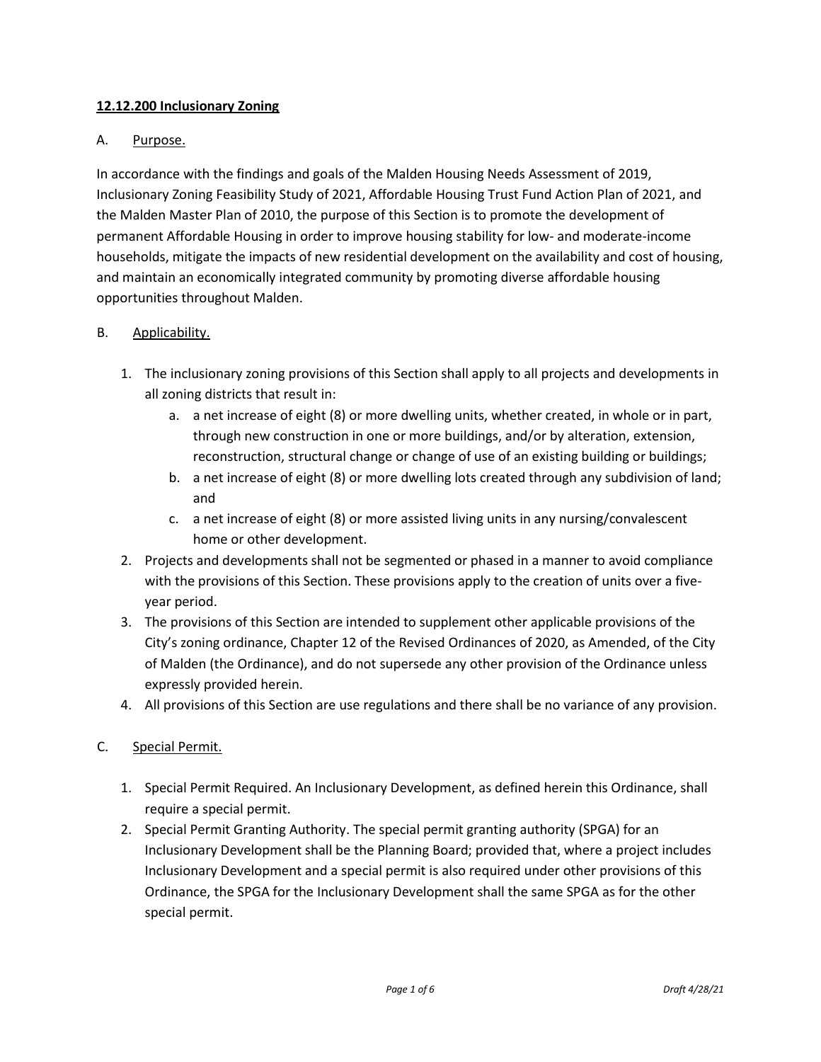# **12.12.200 Inclusionary Zoning**

A. Purpose.

In accordance with the findings and goals of the Malden Housing Needs Assessment of 2019, Inclusionary Zoning Feasibility Study of 2021, Affordable Housing Trust Fund Action Plan of 2021, and the Malden Master Plan of 2010, the purpose of this Section is to promote the development of permanent Affordable Housing in order to improve housing stability for low- and moderate-income households, mitigate the impacts of new residential development on the availability and cost of housing, and maintain an economically integrated community by promoting diverse affordable housing opportunities throughout Malden.

B. Applicability.

1. The inclusionary zoning provisions of this Section shall apply to all projects and developments in all zoning districts that result in:
   a. a net increase of eight (8) or more dwelling units, whether created, in whole or in part, through new construction in one or more buildings, and/or by alteration, extension, reconstruction, structural change or change of use of an existing building or buildings;
   b. a net increase of eight (8) or more dwelling lots created through any subdivision of land; and
   c. a net increase of eight (8) or more assisted living units in any nursing/convalescent home or other development.
2. Projects and developments shall not be segmented or phased in a manner to avoid compliance with the provisions of this Section. These provisions apply to the creation of units over a five-year period.
3. The provisions of this Section are intended to supplement other applicable provisions of the City's zoning ordinance, Chapter 12 of the Revised Ordinances of 2020, as Amended, of the City of Malden (the Ordinance), and do not supersede any other provision of the Ordinance unless expressly provided herein.
4. All provisions of this Section are use regulations and there shall be no variance of any provision.

C. Special Permit.

1. Special Permit Required. An Inclusionary Development, as defined herein this Ordinance, shall require a special permit.
2. Special Permit Granting Authority. The special permit granting authority (SPGA) for an Inclusionary Development shall be the Planning Board; provided that, where a project includes Inclusionary Development and a special permit is also required under other provisions of this Ordinance, the SPGA for the Inclusionary Development shall the same SPGA as for the other special permit.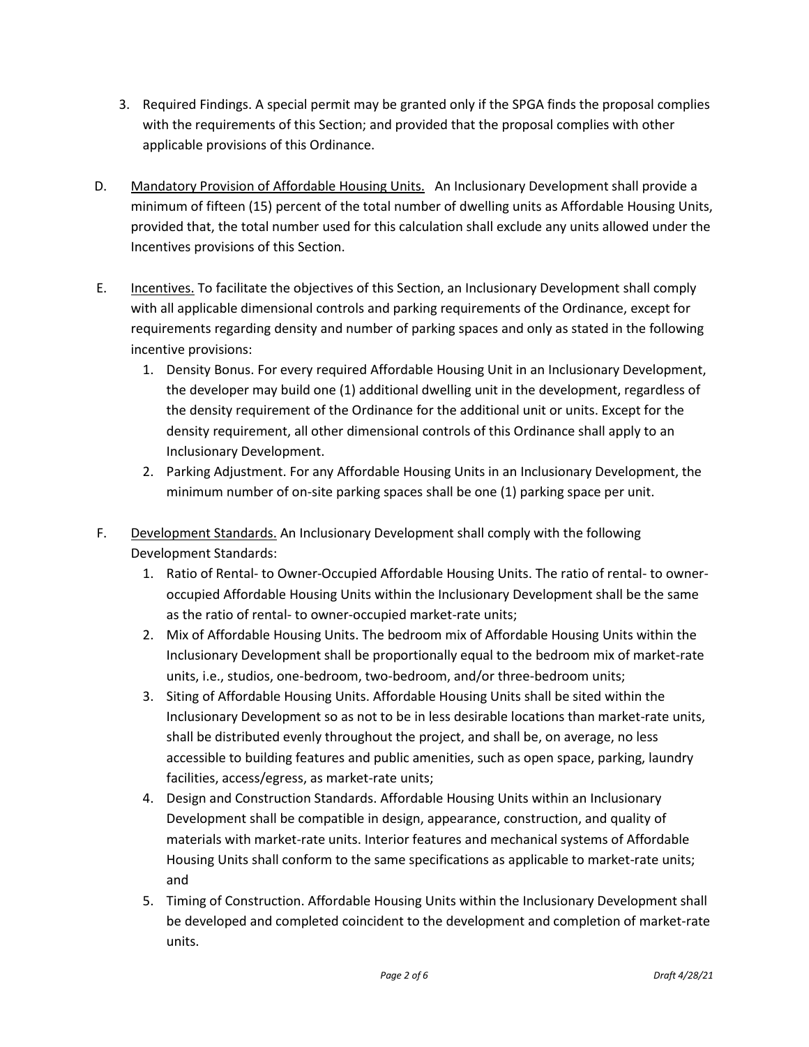3. Required Findings. A special permit may be granted only if the SPGA finds the proposal complies with the requirements of this Section; and provided that the proposal complies with other applicable provisions of this Ordinance.

D. <u>Mandatory Provision of Affordable Housing Units.</u> An Inclusionary Development shall provide a minimum of fifteen (15) percent of the total number of dwelling units as Affordable Housing Units, provided that, the total number used for this calculation shall exclude any units allowed under the Incentives provisions of this Section.

E. <u>Incentives.</u> To facilitate the objectives of this Section, an Inclusionary Development shall comply with all applicable dimensional controls and parking requirements of the Ordinance, except for requirements regarding density and number of parking spaces and only as stated in the following incentive provisions:

   1. Density Bonus. For every required Affordable Housing Unit in an Inclusionary Development, the developer may build one (1) additional dwelling unit in the development, regardless of the density requirement of the Ordinance for the additional unit or units. Except for the density requirement, all other dimensional controls of this Ordinance shall apply to an Inclusionary Development.
   2. Parking Adjustment. For any Affordable Housing Units in an Inclusionary Development, the minimum number of on-site parking spaces shall be one (1) parking space per unit.

F. <u>Development Standards.</u> An Inclusionary Development shall comply with the following Development Standards:

   1. Ratio of Rental- to Owner-Occupied Affordable Housing Units. The ratio of rental- to owner-occupied Affordable Housing Units within the Inclusionary Development shall be the same as the ratio of rental- to owner-occupied market-rate units;
   2. Mix of Affordable Housing Units. The bedroom mix of Affordable Housing Units within the Inclusionary Development shall be proportionally equal to the bedroom mix of market-rate units, i.e., studios, one-bedroom, two-bedroom, and/or three-bedroom units;
   3. Siting of Affordable Housing Units. Affordable Housing Units shall be sited within the Inclusionary Development so as not to be in less desirable locations than market-rate units, shall be distributed evenly throughout the project, and shall be, on average, no less accessible to building features and public amenities, such as open space, parking, laundry facilities, access/egress, as market-rate units;
   4. Design and Construction Standards. Affordable Housing Units within an Inclusionary Development shall be compatible in design, appearance, construction, and quality of materials with market-rate units. Interior features and mechanical systems of Affordable Housing Units shall conform to the same specifications as applicable to market-rate units; and
   5. Timing of Construction. Affordable Housing Units within the Inclusionary Development shall be developed and completed coincident to the development and completion of market-rate units.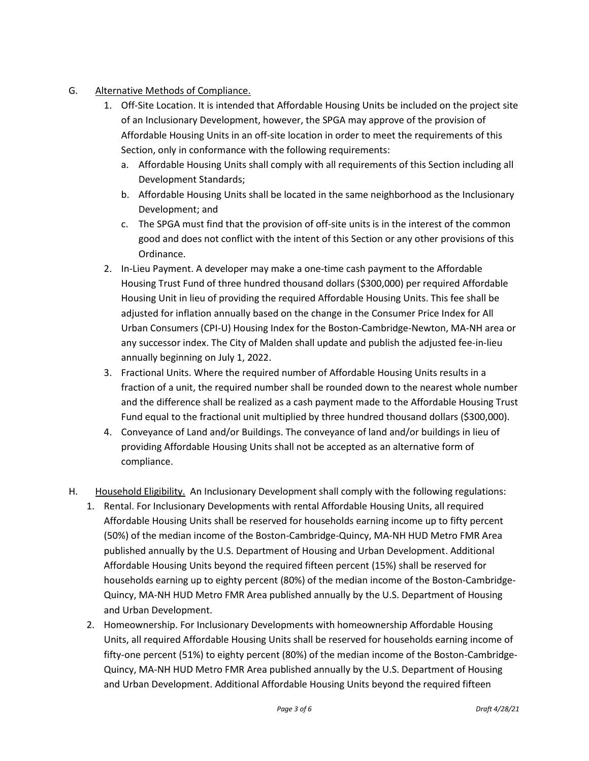G. <u>Alternative Methods of Compliance.</u>

1. Off-Site Location. It is intended that Affordable Housing Units be included on the project site of an Inclusionary Development, however, the SPGA may approve of the provision of Affordable Housing Units in an off-site location in order to meet the requirements of this Section, only in conformance with the following requirements:
    a. Affordable Housing Units shall comply with all requirements of this Section including all Development Standards;
    b. Affordable Housing Units shall be located in the same neighborhood as the Inclusionary Development; and
    c. The SPGA must find that the provision of off-site units is in the interest of the common good and does not conflict with the intent of this Section or any other provisions of this Ordinance.
2. In-Lieu Payment. A developer may make a one-time cash payment to the Affordable Housing Trust Fund of three hundred thousand dollars ($300,000) per required Affordable Housing Unit in lieu of providing the required Affordable Housing Units. This fee shall be adjusted for inflation annually based on the change in the Consumer Price Index for All Urban Consumers (CPI-U) Housing Index for the Boston-Cambridge-Newton, MA-NH area or any successor index. The City of Malden shall update and publish the adjusted fee-in-lieu annually beginning on July 1, 2022.
3. Fractional Units. Where the required number of Affordable Housing Units results in a fraction of a unit, the required number shall be rounded down to the nearest whole number and the difference shall be realized as a cash payment made to the Affordable Housing Trust Fund equal to the fractional unit multiplied by three hundred thousand dollars ($300,000).
4. Conveyance of Land and/or Buildings. The conveyance of land and/or buildings in lieu of providing Affordable Housing Units shall not be accepted as an alternative form of compliance.

H. <u>Household Eligibility.</u> An Inclusionary Development shall comply with the following regulations:

1. Rental. For Inclusionary Developments with rental Affordable Housing Units, all required Affordable Housing Units shall be reserved for households earning income up to fifty percent (50%) of the median income of the Boston-Cambridge-Quincy, MA-NH HUD Metro FMR Area published annually by the U.S. Department of Housing and Urban Development. Additional Affordable Housing Units beyond the required fifteen percent (15%) shall be reserved for households earning up to eighty percent (80%) of the median income of the Boston-Cambridge-Quincy, MA-NH HUD Metro FMR Area published annually by the U.S. Department of Housing and Urban Development.
2. Homeownership. For Inclusionary Developments with homeownership Affordable Housing Units, all required Affordable Housing Units shall be reserved for households earning income of fifty-one percent (51%) to eighty percent (80%) of the median income of the Boston-Cambridge-Quincy, MA-NH HUD Metro FMR Area published annually by the U.S. Department of Housing and Urban Development. Additional Affordable Housing Units beyond the required fifteen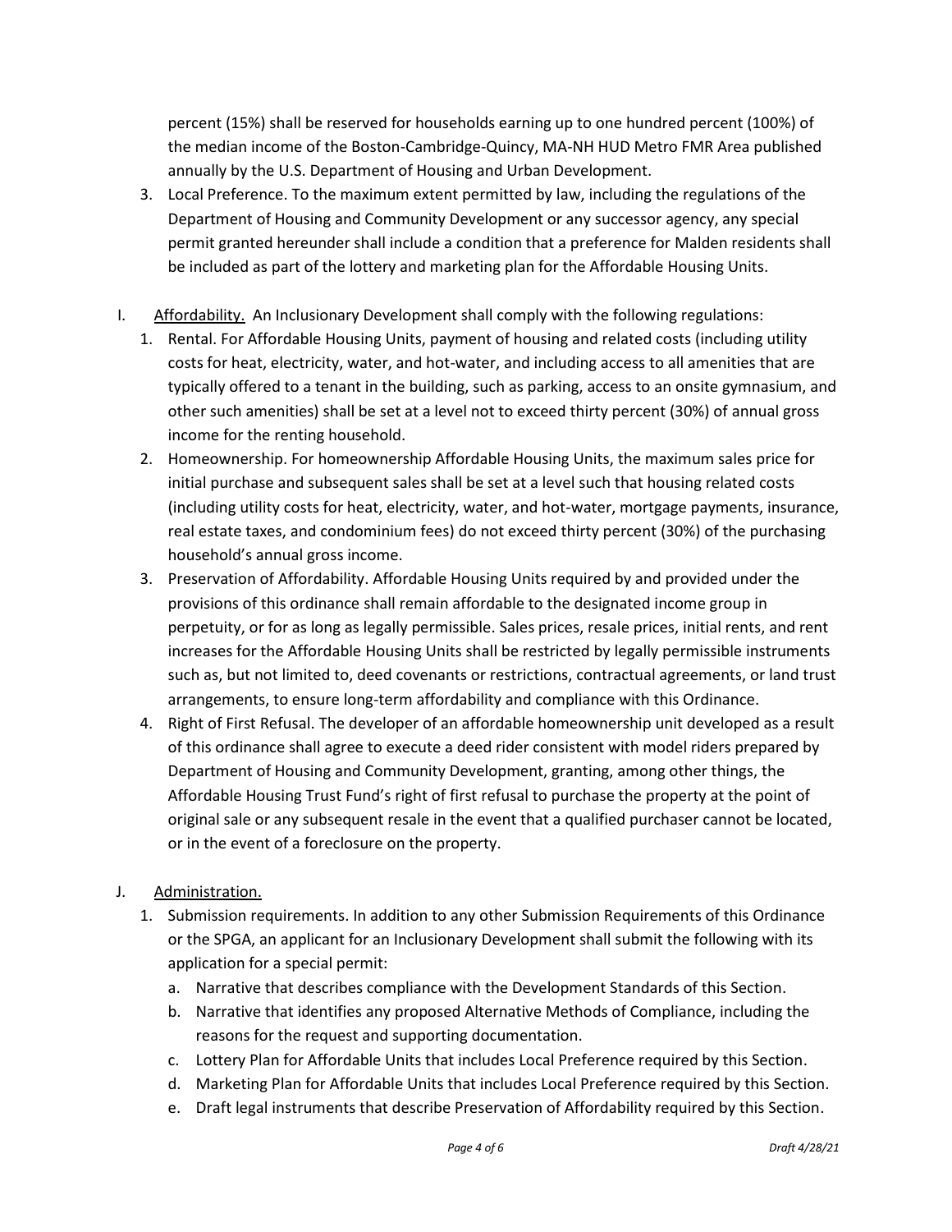percent (15%) shall be reserved for households earning up to one hundred percent (100%) of the median income of the Boston-Cambridge-Quincy, MA-NH HUD Metro FMR Area published annually by the U.S. Department of Housing and Urban Development.

3. Local Preference. To the maximum extent permitted by law, including the regulations of the Department of Housing and Community Development or any successor agency, any special permit granted hereunder shall include a condition that a preference for Malden residents shall be included as part of the lottery and marketing plan for the Affordable Housing Units.

I. <u>Affordability.</u> An Inclusionary Development shall comply with the following regulations:

1. Rental. For Affordable Housing Units, payment of housing and related costs (including utility costs for heat, electricity, water, and hot-water, and including access to all amenities that are typically offered to a tenant in the building, such as parking, access to an onsite gymnasium, and other such amenities) shall be set at a level not to exceed thirty percent (30%) of annual gross income for the renting household.
2. Homeownership. For homeownership Affordable Housing Units, the maximum sales price for initial purchase and subsequent sales shall be set at a level such that housing related costs (including utility costs for heat, electricity, water, and hot-water, mortgage payments, insurance, real estate taxes, and condominium fees) do not exceed thirty percent (30%) of the purchasing household's annual gross income.
3. Preservation of Affordability. Affordable Housing Units required by and provided under the provisions of this ordinance shall remain affordable to the designated income group in perpetuity, or for as long as legally permissible. Sales prices, resale prices, initial rents, and rent increases for the Affordable Housing Units shall be restricted by legally permissible instruments such as, but not limited to, deed covenants or restrictions, contractual agreements, or land trust arrangements, to ensure long-term affordability and compliance with this Ordinance.
4. Right of First Refusal. The developer of an affordable homeownership unit developed as a result of this ordinance shall agree to execute a deed rider consistent with model riders prepared by Department of Housing and Community Development, granting, among other things, the Affordable Housing Trust Fund's right of first refusal to purchase the property at the point of original sale or any subsequent resale in the event that a qualified purchaser cannot be located, or in the event of a foreclosure on the property.

J. <u>Administration.</u>

1. Submission requirements. In addition to any other Submission Requirements of this Ordinance or the SPGA, an applicant for an Inclusionary Development shall submit the following with its application for a special permit:
   a. Narrative that describes compliance with the Development Standards of this Section.
   b. Narrative that identifies any proposed Alternative Methods of Compliance, including the reasons for the request and supporting documentation.
   c. Lottery Plan for Affordable Units that includes Local Preference required by this Section.
   d. Marketing Plan for Affordable Units that includes Local Preference required by this Section.
   e. Draft legal instruments that describe Preservation of Affordability required by this Section.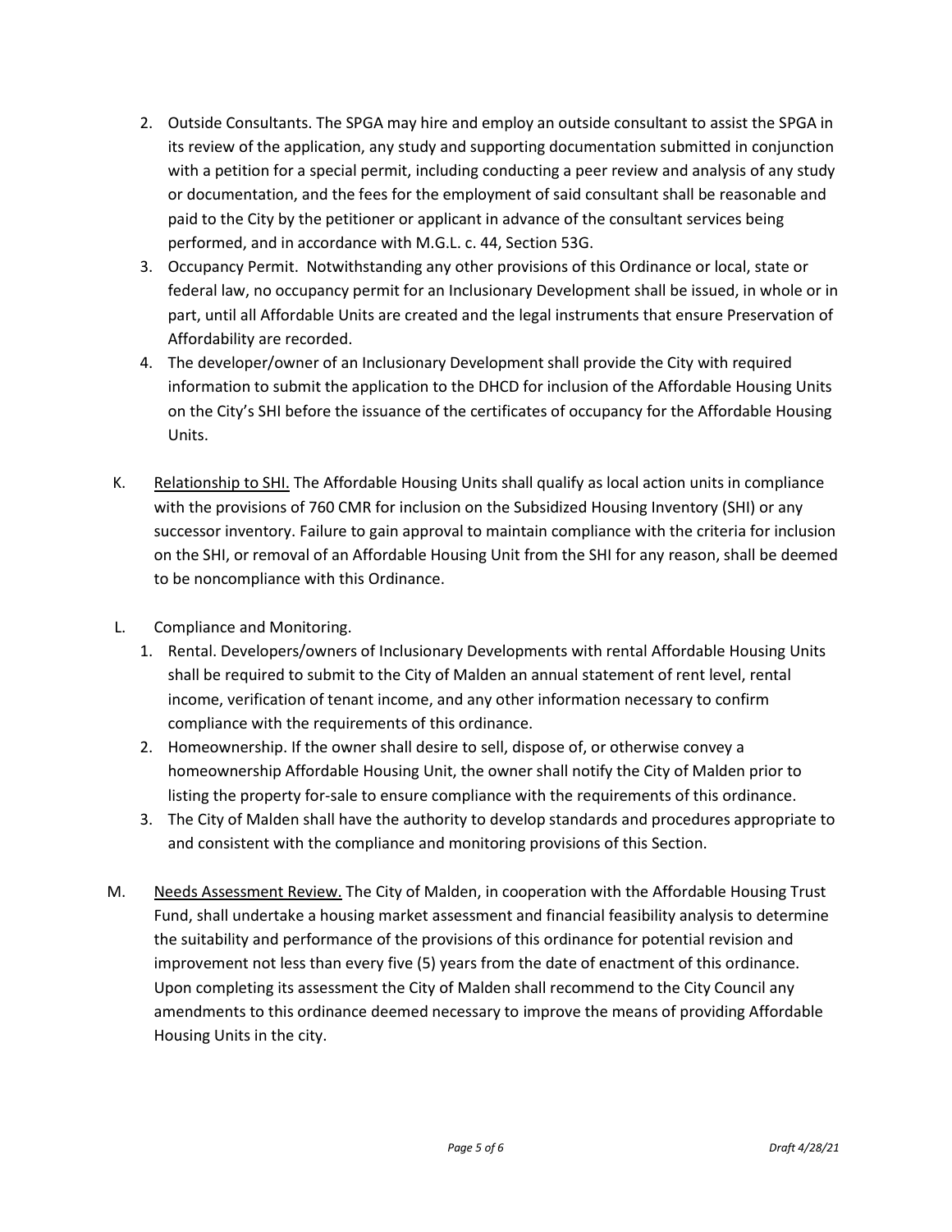2. Outside Consultants. The SPGA may hire and employ an outside consultant to assist the SPGA in its review of the application, any study and supporting documentation submitted in conjunction with a petition for a special permit, including conducting a peer review and analysis of any study or documentation, and the fees for the employment of said consultant shall be reasonable and paid to the City by the petitioner or applicant in advance of the consultant services being performed, and in accordance with M.G.L. c. 44, Section 53G.
3. Occupancy Permit. Notwithstanding any other provisions of this Ordinance or local, state or federal law, no occupancy permit for an Inclusionary Development shall be issued, in whole or in part, until all Affordable Units are created and the legal instruments that ensure Preservation of Affordability are recorded.
4. The developer/owner of an Inclusionary Development shall provide the City with required information to submit the application to the DHCD for inclusion of the Affordable Housing Units on the City's SHI before the issuance of the certificates of occupancy for the Affordable Housing Units.

K. Relationship to SHI. The Affordable Housing Units shall qualify as local action units in compliance with the provisions of 760 CMR for inclusion on the Subsidized Housing Inventory (SHI) or any successor inventory. Failure to gain approval to maintain compliance with the criteria for inclusion on the SHI, or removal of an Affordable Housing Unit from the SHI for any reason, shall be deemed to be noncompliance with this Ordinance.

L. Compliance and Monitoring.

1. Rental. Developers/owners of Inclusionary Developments with rental Affordable Housing Units shall be required to submit to the City of Malden an annual statement of rent level, rental income, verification of tenant income, and any other information necessary to confirm compliance with the requirements of this ordinance.
2. Homeownership. If the owner shall desire to sell, dispose of, or otherwise convey a homeownership Affordable Housing Unit, the owner shall notify the City of Malden prior to listing the property for-sale to ensure compliance with the requirements of this ordinance.
3. The City of Malden shall have the authority to develop standards and procedures appropriate to and consistent with the compliance and monitoring provisions of this Section.

M. Needs Assessment Review. The City of Malden, in cooperation with the Affordable Housing Trust Fund, shall undertake a housing market assessment and financial feasibility analysis to determine the suitability and performance of the provisions of this ordinance for potential revision and improvement not less than every five (5) years from the date of enactment of this ordinance. Upon completing its assessment the City of Malden shall recommend to the City Council any amendments to this ordinance deemed necessary to improve the means of providing Affordable Housing Units in the city.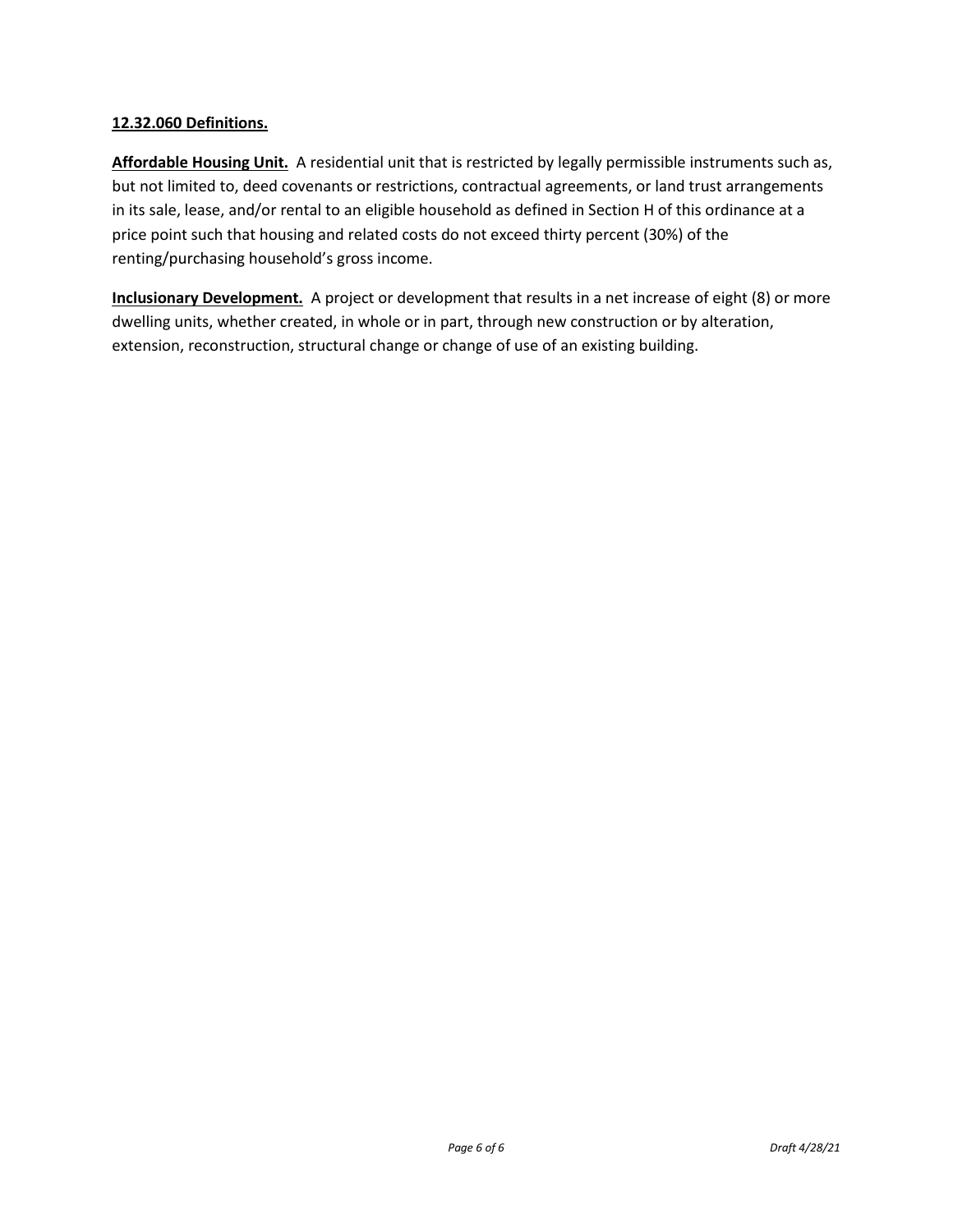**12.32.060 Definitions.**

**Affordable Housing Unit.** A residential unit that is restricted by legally permissible instruments such as, but not limited to, deed covenants or restrictions, contractual agreements, or land trust arrangements in its sale, lease, and/or rental to an eligible household as defined in Section H of this ordinance at a price point such that housing and related costs do not exceed thirty percent (30%) of the renting/purchasing household's gross income.

**Inclusionary Development.** A project or development that results in a net increase of eight (8) or more dwelling units, whether created, in whole or in part, through new construction or by alteration, extension, reconstruction, structural change or change of use of an existing building.